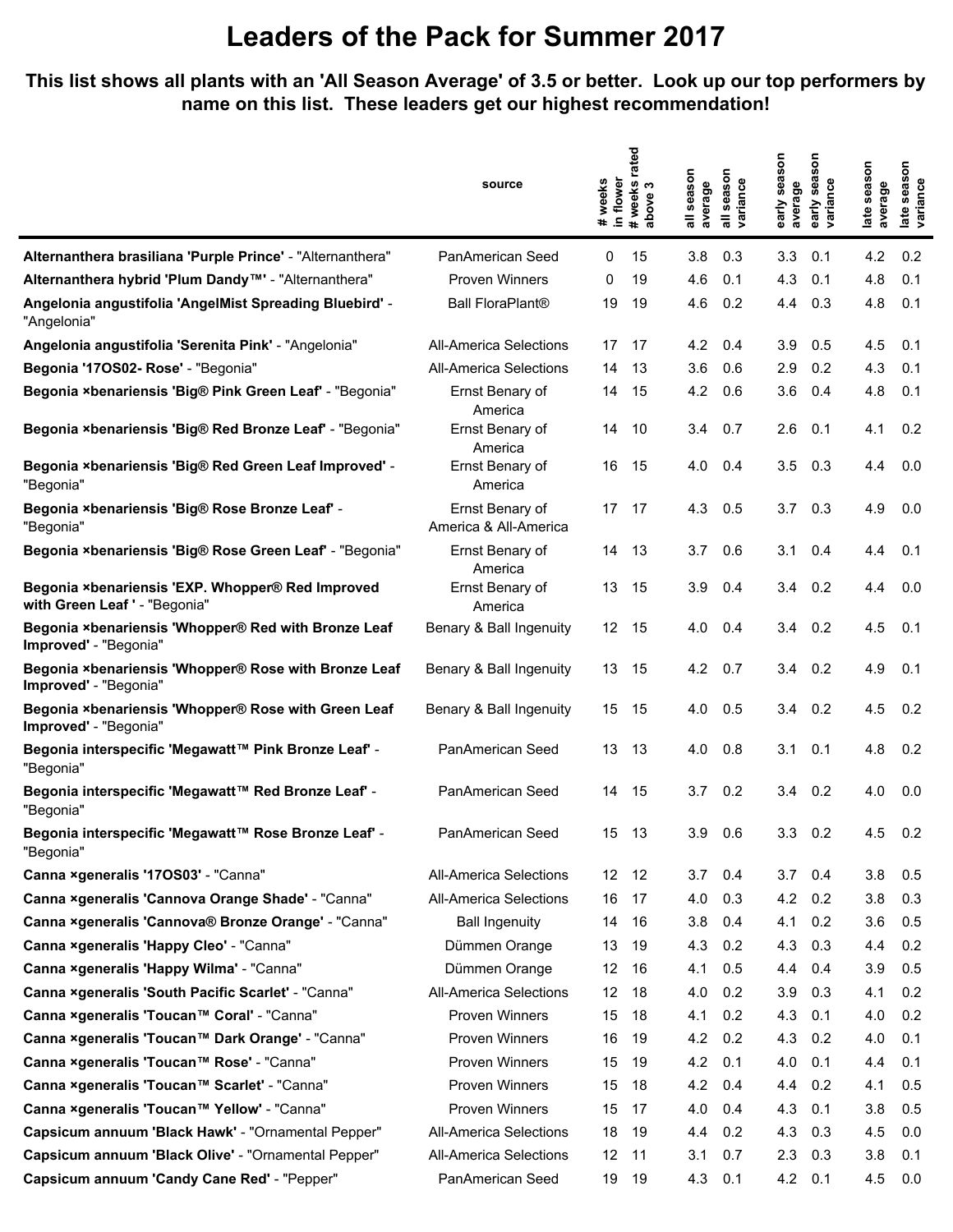# Leaders of the Pack for Summer 2017

**This list shows all plants with an 'All Season Average' of 3.5 or better. Look up our top performers by name on this list. These leaders get our highest recommendation!**

| | source | # weeks in flower | # weeks rated above 3 | all season average | all season variance | early season average | early season variance | late season average | late season variance |
|---|---|---|---|---|---|---|---|---|---|
| **Alternanthera brasiliana 'Purple Prince'** - "Alternanthera" | PanAmerican Seed | 0 | 15 | 3.8 | 0.3 | 3.3 | 0.1 | 4.2 | 0.2 |
| **Alternanthera hybrid 'Plum Dandy™'** - "Alternanthera" | Proven Winners | 0 | 19 | 4.6 | 0.1 | 4.3 | 0.1 | 4.8 | 0.1 |
| **Angelonia angustifolia 'AngelMist Spreading Bluebird'** - "Angelonia" | Ball FloraPlant® | 19 | 19 | 4.6 | 0.2 | 4.4 | 0.3 | 4.8 | 0.1 |
| **Angelonia angustifolia 'Serenita Pink'** - "Angelonia" | All-America Selections | 17 | 17 | 4.2 | 0.4 | 3.9 | 0.5 | 4.5 | 0.1 |
| **Begonia '17OS02- Rose'** - "Begonia" | All-America Selections | 14 | 13 | 3.6 | 0.6 | 2.9 | 0.2 | 4.3 | 0.1 |
| **Begonia ×benariensis 'Big® Pink Green Leaf'** - "Begonia" | Ernst Benary of America | 14 | 15 | 4.2 | 0.6 | 3.6 | 0.4 | 4.8 | 0.1 |
| **Begonia ×benariensis 'Big® Red Bronze Leaf'** - "Begonia" | Ernst Benary of America | 14 | 10 | 3.4 | 0.7 | 2.6 | 0.1 | 4.1 | 0.2 |
| **Begonia ×benariensis 'Big® Red Green Leaf Improved'** - "Begonia" | Ernst Benary of America | 16 | 15 | 4.0 | 0.4 | 3.5 | 0.3 | 4.4 | 0.0 |
| **Begonia ×benariensis 'Big® Rose Bronze Leaf'** - "Begonia" | Ernst Benary of America & All-America | 17 | 17 | 4.3 | 0.5 | 3.7 | 0.3 | 4.9 | 0.0 |
| **Begonia ×benariensis 'Big® Rose Green Leaf'** - "Begonia" | Ernst Benary of America | 14 | 13 | 3.7 | 0.6 | 3.1 | 0.4 | 4.4 | 0.1 |
| **Begonia ×benariensis 'EXP. Whopper® Red Improved with Green Leaf '** - "Begonia" | Ernst Benary of America | 13 | 15 | 3.9 | 0.4 | 3.4 | 0.2 | 4.4 | 0.0 |
| **Begonia ×benariensis 'Whopper® Red with Bronze Leaf Improved'** - "Begonia" | Benary & Ball Ingenuity | 12 | 15 | 4.0 | 0.4 | 3.4 | 0.2 | 4.5 | 0.1 |
| **Begonia ×benariensis 'Whopper® Rose with Bronze Leaf Improved'** - "Begonia" | Benary & Ball Ingenuity | 13 | 15 | 4.2 | 0.7 | 3.4 | 0.2 | 4.9 | 0.1 |
| **Begonia ×benariensis 'Whopper® Rose with Green Leaf Improved'** - "Begonia" | Benary & Ball Ingenuity | 15 | 15 | 4.0 | 0.5 | 3.4 | 0.2 | 4.5 | 0.2 |
| **Begonia interspecific 'Megawatt™ Pink Bronze Leaf'** - "Begonia" | PanAmerican Seed | 13 | 13 | 4.0 | 0.8 | 3.1 | 0.1 | 4.8 | 0.2 |
| **Begonia interspecific 'Megawatt™ Red Bronze Leaf'** - "Begonia" | PanAmerican Seed | 14 | 15 | 3.7 | 0.2 | 3.4 | 0.2 | 4.0 | 0.0 |
| **Begonia interspecific 'Megawatt™ Rose Bronze Leaf'** - "Begonia" | PanAmerican Seed | 15 | 13 | 3.9 | 0.6 | 3.3 | 0.2 | 4.5 | 0.2 |
| **Canna ×generalis '17OS03'** - "Canna" | All-America Selections | 12 | 12 | 3.7 | 0.4 | 3.7 | 0.4 | 3.8 | 0.5 |
| **Canna ×generalis 'Cannova Orange Shade'** - "Canna" | All-America Selections | 16 | 17 | 4.0 | 0.3 | 4.2 | 0.2 | 3.8 | 0.3 |
| **Canna ×generalis 'Cannova® Bronze Orange'** - "Canna" | Ball Ingenuity | 14 | 16 | 3.8 | 0.4 | 4.1 | 0.2 | 3.6 | 0.5 |
| **Canna ×generalis 'Happy Cleo'** - "Canna" | Dümmen Orange | 13 | 19 | 4.3 | 0.2 | 4.3 | 0.3 | 4.4 | 0.2 |
| **Canna ×generalis 'Happy Wilma'** - "Canna" | Dümmen Orange | 12 | 16 | 4.1 | 0.5 | 4.4 | 0.4 | 3.9 | 0.5 |
| **Canna ×generalis 'South Pacific Scarlet'** - "Canna" | All-America Selections | 12 | 18 | 4.0 | 0.2 | 3.9 | 0.3 | 4.1 | 0.2 |
| **Canna ×generalis 'Toucan™ Coral'** - "Canna" | Proven Winners | 15 | 18 | 4.1 | 0.2 | 4.3 | 0.1 | 4.0 | 0.2 |
| **Canna ×generalis 'Toucan™ Dark Orange'** - "Canna" | Proven Winners | 16 | 19 | 4.2 | 0.2 | 4.3 | 0.2 | 4.0 | 0.1 |
| **Canna ×generalis 'Toucan™ Rose'** - "Canna" | Proven Winners | 15 | 19 | 4.2 | 0.1 | 4.0 | 0.1 | 4.4 | 0.1 |
| **Canna ×generalis 'Toucan™ Scarlet'** - "Canna" | Proven Winners | 15 | 18 | 4.2 | 0.4 | 4.4 | 0.2 | 4.1 | 0.5 |
| **Canna ×generalis 'Toucan™ Yellow'** - "Canna" | Proven Winners | 15 | 17 | 4.0 | 0.4 | 4.3 | 0.1 | 3.8 | 0.5 |
| **Capsicum annuum 'Black Hawk'** - "Ornamental Pepper" | All-America Selections | 18 | 19 | 4.4 | 0.2 | 4.3 | 0.3 | 4.5 | 0.0 |
| **Capsicum annuum 'Black Olive'** - "Ornamental Pepper" | All-America Selections | 12 | 11 | 3.1 | 0.7 | 2.3 | 0.3 | 3.8 | 0.1 |
| **Capsicum annuum 'Candy Cane Red'** - "Pepper" | PanAmerican Seed | 19 | 19 | 4.3 | 0.1 | 4.2 | 0.1 | 4.5 | 0.0 |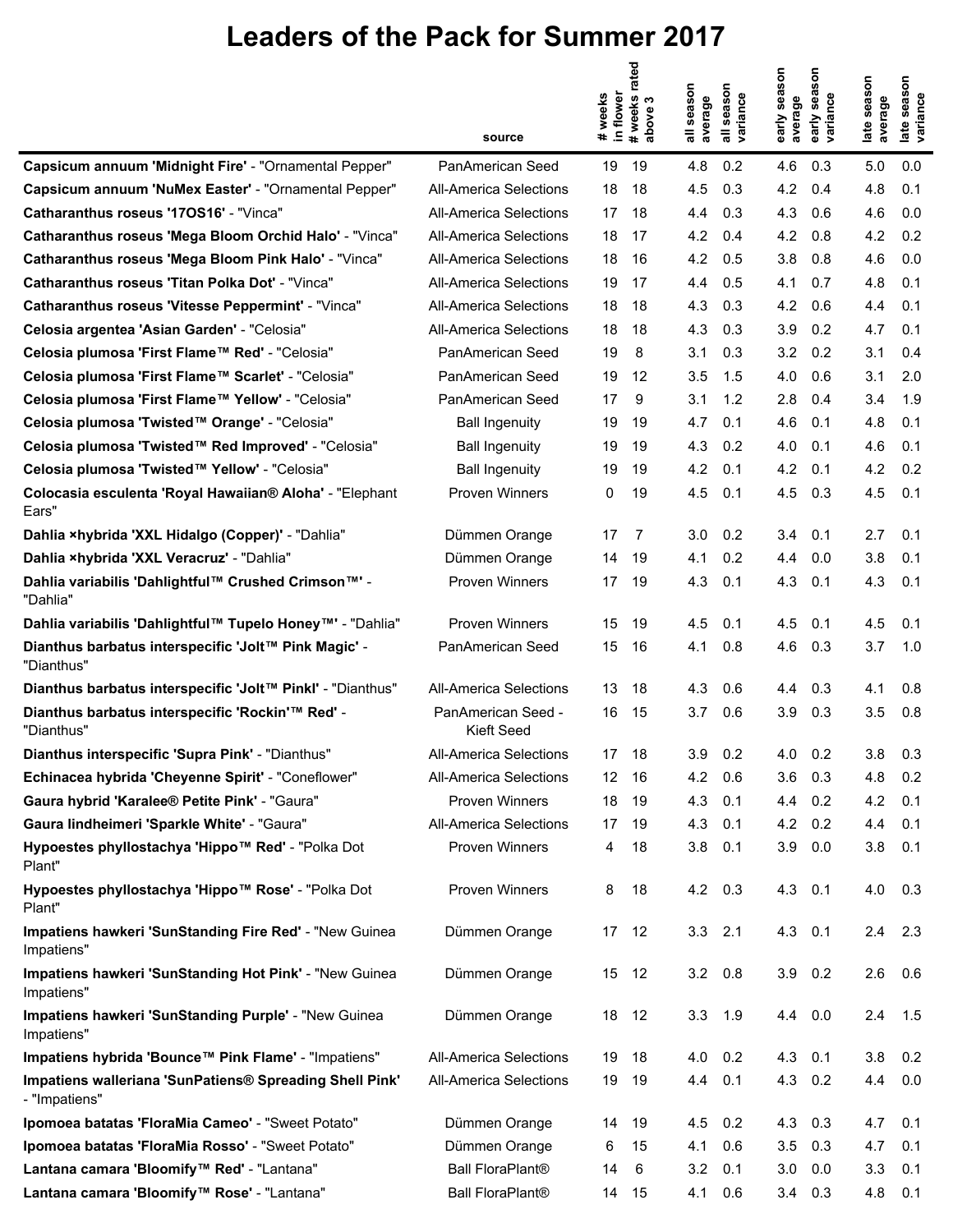# Leaders of the Pack for Summer 2017

| | source | # weeks in flower | # weeks rated above 3 | all season average | all season variance | early season average | early season variance | late season average | late season variance |
|---|---|---|---|---|---|---|---|---|---|
| **Capsicum annuum 'Midnight Fire'** - "Ornamental Pepper" | PanAmerican Seed | 19 | 19 | 4.8 | 0.2 | 4.6 | 0.3 | 5.0 | 0.0 |
| **Capsicum annuum 'NuMex Easter'** - "Ornamental Pepper" | All-America Selections | 18 | 18 | 4.5 | 0.3 | 4.2 | 0.4 | 4.8 | 0.1 |
| **Catharanthus roseus '17OS16'** - "Vinca" | All-America Selections | 17 | 18 | 4.4 | 0.3 | 4.3 | 0.6 | 4.6 | 0.0 |
| **Catharanthus roseus 'Mega Bloom Orchid Halo'** - "Vinca" | All-America Selections | 18 | 17 | 4.2 | 0.4 | 4.2 | 0.8 | 4.2 | 0.2 |
| **Catharanthus roseus 'Mega Bloom Pink Halo'** - "Vinca" | All-America Selections | 18 | 16 | 4.2 | 0.5 | 3.8 | 0.8 | 4.6 | 0.0 |
| **Catharanthus roseus 'Titan Polka Dot'** - "Vinca" | All-America Selections | 19 | 17 | 4.4 | 0.5 | 4.1 | 0.7 | 4.8 | 0.1 |
| **Catharanthus roseus 'Vitesse Peppermint'** - "Vinca" | All-America Selections | 18 | 18 | 4.3 | 0.3 | 4.2 | 0.6 | 4.4 | 0.1 |
| **Celosia argentea 'Asian Garden'** - "Celosia" | All-America Selections | 18 | 18 | 4.3 | 0.3 | 3.9 | 0.2 | 4.7 | 0.1 |
| **Celosia plumosa 'First Flame™ Red'** - "Celosia" | PanAmerican Seed | 19 | 8 | 3.1 | 0.3 | 3.2 | 0.2 | 3.1 | 0.4 |
| **Celosia plumosa 'First Flame™ Scarlet'** - "Celosia" | PanAmerican Seed | 19 | 12 | 3.5 | 1.5 | 4.0 | 0.6 | 3.1 | 2.0 |
| **Celosia plumosa 'First Flame™ Yellow'** - "Celosia" | PanAmerican Seed | 17 | 9 | 3.1 | 1.2 | 2.8 | 0.4 | 3.4 | 1.9 |
| **Celosia plumosa 'Twisted™ Orange'** - "Celosia" | Ball Ingenuity | 19 | 19 | 4.7 | 0.1 | 4.6 | 0.1 | 4.8 | 0.1 |
| **Celosia plumosa 'Twisted™ Red Improved'** - "Celosia" | Ball Ingenuity | 19 | 19 | 4.3 | 0.2 | 4.0 | 0.1 | 4.6 | 0.1 |
| **Celosia plumosa 'Twisted™ Yellow'** - "Celosia" | Ball Ingenuity | 19 | 19 | 4.2 | 0.1 | 4.2 | 0.1 | 4.2 | 0.2 |
| **Colocasia esculenta 'Royal Hawaiian® Aloha'** - "Elephant Ears" | Proven Winners | 0 | 19 | 4.5 | 0.1 | 4.5 | 0.3 | 4.5 | 0.1 |
| **Dahlia ×hybrida 'XXL Hidalgo (Copper)'** - "Dahlia" | Dümmen Orange | 17 | 7 | 3.0 | 0.2 | 3.4 | 0.1 | 2.7 | 0.1 |
| **Dahlia ×hybrida 'XXL Veracruz'** - "Dahlia" | Dümmen Orange | 14 | 19 | 4.1 | 0.2 | 4.4 | 0.0 | 3.8 | 0.1 |
| **Dahlia variabilis 'Dahlightful™ Crushed Crimson™'** - "Dahlia" | Proven Winners | 17 | 19 | 4.3 | 0.1 | 4.3 | 0.1 | 4.3 | 0.1 |
| **Dahlia variabilis 'Dahlightful™ Tupelo Honey™'** - "Dahlia" | Proven Winners | 15 | 19 | 4.5 | 0.1 | 4.5 | 0.1 | 4.5 | 0.1 |
| **Dianthus barbatus interspecific 'Jolt™ Pink Magic'** - "Dianthus" | PanAmerican Seed | 15 | 16 | 4.1 | 0.8 | 4.6 | 0.3 | 3.7 | 1.0 |
| **Dianthus barbatus interspecific 'Jolt™ PinkI'** - "Dianthus" | All-America Selections | 13 | 18 | 4.3 | 0.6 | 4.4 | 0.3 | 4.1 | 0.8 |
| **Dianthus barbatus interspecific 'Rockin'™ Red'** - "Dianthus" | PanAmerican Seed - Kieft Seed | 16 | 15 | 3.7 | 0.6 | 3.9 | 0.3 | 3.5 | 0.8 |
| **Dianthus interspecific 'Supra Pink'** - "Dianthus" | All-America Selections | 17 | 18 | 3.9 | 0.2 | 4.0 | 0.2 | 3.8 | 0.3 |
| **Echinacea hybrida 'Cheyenne Spirit'** - "Coneflower" | All-America Selections | 12 | 16 | 4.2 | 0.6 | 3.6 | 0.3 | 4.8 | 0.2 |
| **Gaura hybrid 'Karalee® Petite Pink'** - "Gaura" | Proven Winners | 18 | 19 | 4.3 | 0.1 | 4.4 | 0.2 | 4.2 | 0.1 |
| **Gaura lindheimeri 'Sparkle White'** - "Gaura" | All-America Selections | 17 | 19 | 4.3 | 0.1 | 4.2 | 0.2 | 4.4 | 0.1 |
| **Hypoestes phyllostachya 'Hippo™ Red'** - "Polka Dot Plant" | Proven Winners | 4 | 18 | 3.8 | 0.1 | 3.9 | 0.0 | 3.8 | 0.1 |
| **Hypoestes phyllostachya 'Hippo™ Rose'** - "Polka Dot Plant" | Proven Winners | 8 | 18 | 4.2 | 0.3 | 4.3 | 0.1 | 4.0 | 0.3 |
| **Impatiens hawkeri 'SunStanding Fire Red'** - "New Guinea Impatiens" | Dümmen Orange | 17 | 12 | 3.3 | 2.1 | 4.3 | 0.1 | 2.4 | 2.3 |
| **Impatiens hawkeri 'SunStanding Hot Pink'** - "New Guinea Impatiens" | Dümmen Orange | 15 | 12 | 3.2 | 0.8 | 3.9 | 0.2 | 2.6 | 0.6 |
| **Impatiens hawkeri 'SunStanding Purple'** - "New Guinea Impatiens" | Dümmen Orange | 18 | 12 | 3.3 | 1.9 | 4.4 | 0.0 | 2.4 | 1.5 |
| **Impatiens hybrida 'Bounce™ Pink Flame'** - "Impatiens" | All-America Selections | 19 | 18 | 4.0 | 0.2 | 4.3 | 0.1 | 3.8 | 0.2 |
| **Impatiens walleriana 'SunPatiens® Spreading Shell Pink'** - "Impatiens" | All-America Selections | 19 | 19 | 4.4 | 0.1 | 4.3 | 0.2 | 4.4 | 0.0 |
| **Ipomoea batatas 'FloraMia Cameo'** - "Sweet Potato" | Dümmen Orange | 14 | 19 | 4.5 | 0.2 | 4.3 | 0.3 | 4.7 | 0.1 |
| **Ipomoea batatas 'FloraMia Rosso'** - "Sweet Potato" | Dümmen Orange | 6 | 15 | 4.1 | 0.6 | 3.5 | 0.3 | 4.7 | 0.1 |
| **Lantana camara 'Bloomify™ Red'** - "Lantana" | Ball FloraPlant® | 14 | 6 | 3.2 | 0.1 | 3.0 | 0.0 | 3.3 | 0.1 |
| **Lantana camara 'Bloomify™ Rose'** - "Lantana" | Ball FloraPlant® | 14 | 15 | 4.1 | 0.6 | 3.4 | 0.3 | 4.8 | 0.1 |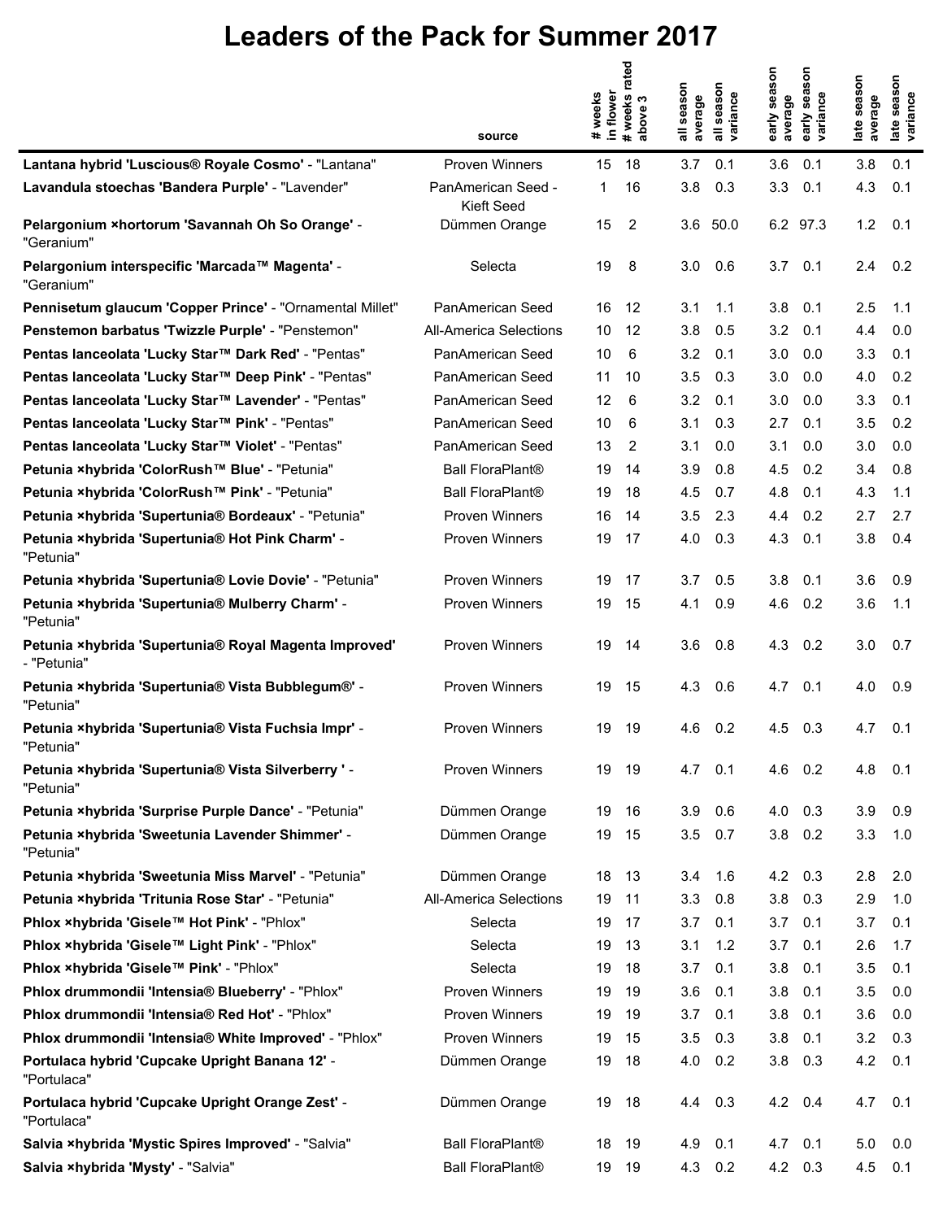# Leaders of the Pack for Summer 2017

| | source | # weeks in flower | # weeks rated above 3 | all season average | all season variance | early season average | early season variance | late season average | late season variance |
|---|---|---|---|---|---|---|---|---|---|
| **Lantana hybrid 'Luscious® Royale Cosmo'** - "Lantana" | Proven Winners | 15 | 18 | 3.7 | 0.1 | 3.6 | 0.1 | 3.8 | 0.1 |
| **Lavandula stoechas 'Bandera Purple'** - "Lavender" | PanAmerican Seed - Kieft Seed | 1 | 16 | 3.8 | 0.3 | 3.3 | 0.1 | 4.3 | 0.1 |
| **Pelargonium ×hortorum 'Savannah Oh So Orange'** - "Geranium" | Dümmen Orange | 15 | 2 | 3.6 | 50.0 | 6.2 | 97.3 | 1.2 | 0.1 |
| **Pelargonium interspecific 'Marcada™ Magenta'** - "Geranium" | Selecta | 19 | 8 | 3.0 | 0.6 | 3.7 | 0.1 | 2.4 | 0.2 |
| **Pennisetum glaucum 'Copper Prince'** - "Ornamental Millet" | PanAmerican Seed | 16 | 12 | 3.1 | 1.1 | 3.8 | 0.1 | 2.5 | 1.1 |
| **Penstemon barbatus 'Twizzle Purple'** - "Penstemon" | All-America Selections | 10 | 12 | 3.8 | 0.5 | 3.2 | 0.1 | 4.4 | 0.0 |
| **Pentas lanceolata 'Lucky Star™ Dark Red'** - "Pentas" | PanAmerican Seed | 10 | 6 | 3.2 | 0.1 | 3.0 | 0.0 | 3.3 | 0.1 |
| **Pentas lanceolata 'Lucky Star™ Deep Pink'** - "Pentas" | PanAmerican Seed | 11 | 10 | 3.5 | 0.3 | 3.0 | 0.0 | 4.0 | 0.2 |
| **Pentas lanceolata 'Lucky Star™ Lavender'** - "Pentas" | PanAmerican Seed | 12 | 6 | 3.2 | 0.1 | 3.0 | 0.0 | 3.3 | 0.1 |
| **Pentas lanceolata 'Lucky Star™ Pink'** - "Pentas" | PanAmerican Seed | 10 | 6 | 3.1 | 0.3 | 2.7 | 0.1 | 3.5 | 0.2 |
| **Pentas lanceolata 'Lucky Star™ Violet'** - "Pentas" | PanAmerican Seed | 13 | 2 | 3.1 | 0.0 | 3.1 | 0.0 | 3.0 | 0.0 |
| **Petunia ×hybrida 'ColorRush™ Blue'** - "Petunia" | Ball FloraPlant® | 19 | 14 | 3.9 | 0.8 | 4.5 | 0.2 | 3.4 | 0.8 |
| **Petunia ×hybrida 'ColorRush™ Pink'** - "Petunia" | Ball FloraPlant® | 19 | 18 | 4.5 | 0.7 | 4.8 | 0.1 | 4.3 | 1.1 |
| **Petunia ×hybrida 'Supertunia® Bordeaux'** - "Petunia" | Proven Winners | 16 | 14 | 3.5 | 2.3 | 4.4 | 0.2 | 2.7 | 2.7 |
| **Petunia ×hybrida 'Supertunia® Hot Pink Charm'** - "Petunia" | Proven Winners | 19 | 17 | 4.0 | 0.3 | 4.3 | 0.1 | 3.8 | 0.4 |
| **Petunia ×hybrida 'Supertunia® Lovie Dovie'** - "Petunia" | Proven Winners | 19 | 17 | 3.7 | 0.5 | 3.8 | 0.1 | 3.6 | 0.9 |
| **Petunia ×hybrida 'Supertunia® Mulberry Charm'** - "Petunia" | Proven Winners | 19 | 15 | 4.1 | 0.9 | 4.6 | 0.2 | 3.6 | 1.1 |
| **Petunia ×hybrida 'Supertunia® Royal Magenta Improved'** - "Petunia" | Proven Winners | 19 | 14 | 3.6 | 0.8 | 4.3 | 0.2 | 3.0 | 0.7 |
| **Petunia ×hybrida 'Supertunia® Vista Bubblegum®'** - "Petunia" | Proven Winners | 19 | 15 | 4.3 | 0.6 | 4.7 | 0.1 | 4.0 | 0.9 |
| **Petunia ×hybrida 'Supertunia® Vista Fuchsia Impr'** - "Petunia" | Proven Winners | 19 | 19 | 4.6 | 0.2 | 4.5 | 0.3 | 4.7 | 0.1 |
| **Petunia ×hybrida 'Supertunia® Vista Silverberry '** - "Petunia" | Proven Winners | 19 | 19 | 4.7 | 0.1 | 4.6 | 0.2 | 4.8 | 0.1 |
| **Petunia ×hybrida 'Surprise Purple Dance'** - "Petunia" | Dümmen Orange | 19 | 16 | 3.9 | 0.6 | 4.0 | 0.3 | 3.9 | 0.9 |
| **Petunia ×hybrida 'Sweetunia Lavender Shimmer'** - "Petunia" | Dümmen Orange | 19 | 15 | 3.5 | 0.7 | 3.8 | 0.2 | 3.3 | 1.0 |
| **Petunia ×hybrida 'Sweetunia Miss Marvel'** - "Petunia" | Dümmen Orange | 18 | 13 | 3.4 | 1.6 | 4.2 | 0.3 | 2.8 | 2.0 |
| **Petunia ×hybrida 'Tritunia Rose Star'** - "Petunia" | All-America Selections | 19 | 11 | 3.3 | 0.8 | 3.8 | 0.3 | 2.9 | 1.0 |
| **Phlox ×hybrida 'Gisele™ Hot Pink'** - "Phlox" | Selecta | 19 | 17 | 3.7 | 0.1 | 3.7 | 0.1 | 3.7 | 0.1 |
| **Phlox ×hybrida 'Gisele™ Light Pink'** - "Phlox" | Selecta | 19 | 13 | 3.1 | 1.2 | 3.7 | 0.1 | 2.6 | 1.7 |
| **Phlox ×hybrida 'Gisele™ Pink'** - "Phlox" | Selecta | 19 | 18 | 3.7 | 0.1 | 3.8 | 0.1 | 3.5 | 0.1 |
| **Phlox drummondii 'Intensia® Blueberry'** - "Phlox" | Proven Winners | 19 | 19 | 3.6 | 0.1 | 3.8 | 0.1 | 3.5 | 0.0 |
| **Phlox drummondii 'Intensia® Red Hot'** - "Phlox" | Proven Winners | 19 | 19 | 3.7 | 0.1 | 3.8 | 0.1 | 3.6 | 0.0 |
| **Phlox drummondii 'Intensia® White Improved'** - "Phlox" | Proven Winners | 19 | 15 | 3.5 | 0.3 | 3.8 | 0.1 | 3.2 | 0.3 |
| **Portulaca hybrid 'Cupcake Upright Banana 12'** - "Portulaca" | Dümmen Orange | 19 | 18 | 4.0 | 0.2 | 3.8 | 0.3 | 4.2 | 0.1 |
| **Portulaca hybrid 'Cupcake Upright Orange Zest'** - "Portulaca" | Dümmen Orange | 19 | 18 | 4.4 | 0.3 | 4.2 | 0.4 | 4.7 | 0.1 |
| **Salvia ×hybrida 'Mystic Spires Improved'** - "Salvia" | Ball FloraPlant® | 18 | 19 | 4.9 | 0.1 | 4.7 | 0.1 | 5.0 | 0.0 |
| **Salvia ×hybrida 'Mysty'** - "Salvia" | Ball FloraPlant® | 19 | 19 | 4.3 | 0.2 | 4.2 | 0.3 | 4.5 | 0.1 |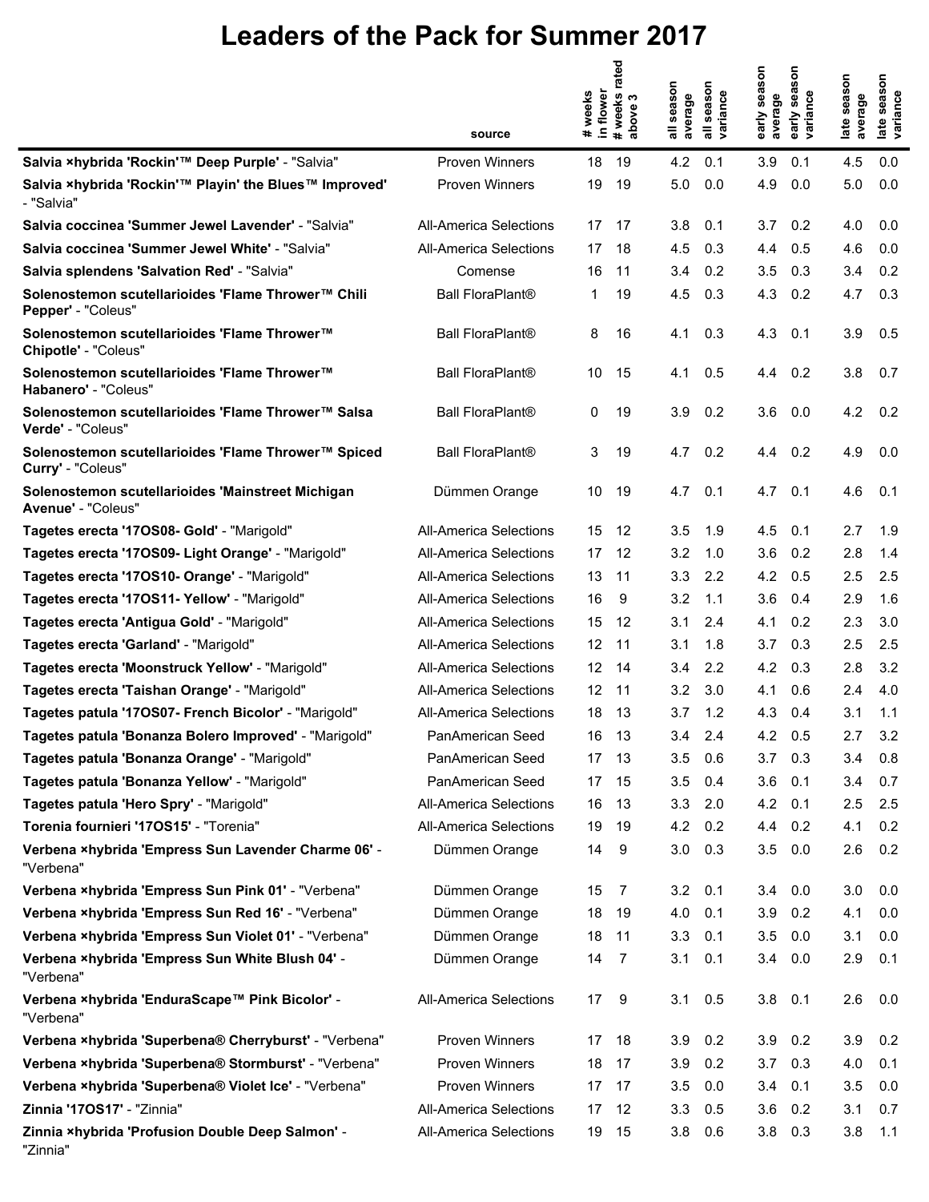# Leaders of the Pack for Summer 2017

| | source | # weeks in flower | # weeks rated above 3 | all season average | all season variance | early season average | early season variance | late season average | late season variance |
|---|---|---|---|---|---|---|---|---|---|
| **Salvia ×hybrida 'Rockin'™ Deep Purple'** - "Salvia" | Proven Winners | 18 | 19 | 4.2 | 0.1 | 3.9 | 0.1 | 4.5 | 0.0 |
| **Salvia ×hybrida 'Rockin'™ Playin' the Blues™ Improved'** - "Salvia" | Proven Winners | 19 | 19 | 5.0 | 0.0 | 4.9 | 0.0 | 5.0 | 0.0 |
| **Salvia coccinea 'Summer Jewel Lavender'** - "Salvia" | All-America Selections | 17 | 17 | 3.8 | 0.1 | 3.7 | 0.2 | 4.0 | 0.0 |
| **Salvia coccinea 'Summer Jewel White'** - "Salvia" | All-America Selections | 17 | 18 | 4.5 | 0.3 | 4.4 | 0.5 | 4.6 | 0.0 |
| **Salvia splendens 'Salvation Red'** - "Salvia" | Comense | 16 | 11 | 3.4 | 0.2 | 3.5 | 0.3 | 3.4 | 0.2 |
| **Solenostemon scutellarioides 'Flame Thrower™ Chili Pepper'** - "Coleus" | Ball FloraPlant® | 1 | 19 | 4.5 | 0.3 | 4.3 | 0.2 | 4.7 | 0.3 |
| **Solenostemon scutellarioides 'Flame Thrower™ Chipotle'** - "Coleus" | Ball FloraPlant® | 8 | 16 | 4.1 | 0.3 | 4.3 | 0.1 | 3.9 | 0.5 |
| **Solenostemon scutellarioides 'Flame Thrower™ Habanero'** - "Coleus" | Ball FloraPlant® | 10 | 15 | 4.1 | 0.5 | 4.4 | 0.2 | 3.8 | 0.7 |
| **Solenostemon scutellarioides 'Flame Thrower™ Salsa Verde'** - "Coleus" | Ball FloraPlant® | 0 | 19 | 3.9 | 0.2 | 3.6 | 0.0 | 4.2 | 0.2 |
| **Solenostemon scutellarioides 'Flame Thrower™ Spiced Curry'** - "Coleus" | Ball FloraPlant® | 3 | 19 | 4.7 | 0.2 | 4.4 | 0.2 | 4.9 | 0.0 |
| **Solenostemon scutellarioides 'Mainstreet Michigan Avenue'** - "Coleus" | Dümmen Orange | 10 | 19 | 4.7 | 0.1 | 4.7 | 0.1 | 4.6 | 0.1 |
| **Tagetes erecta '17OS08- Gold'** - "Marigold" | All-America Selections | 15 | 12 | 3.5 | 1.9 | 4.5 | 0.1 | 2.7 | 1.9 |
| **Tagetes erecta '17OS09- Light Orange'** - "Marigold" | All-America Selections | 17 | 12 | 3.2 | 1.0 | 3.6 | 0.2 | 2.8 | 1.4 |
| **Tagetes erecta '17OS10- Orange'** - "Marigold" | All-America Selections | 13 | 11 | 3.3 | 2.2 | 4.2 | 0.5 | 2.5 | 2.5 |
| **Tagetes erecta '17OS11- Yellow'** - "Marigold" | All-America Selections | 16 | 9 | 3.2 | 1.1 | 3.6 | 0.4 | 2.9 | 1.6 |
| **Tagetes erecta 'Antigua Gold'** - "Marigold" | All-America Selections | 15 | 12 | 3.1 | 2.4 | 4.1 | 0.2 | 2.3 | 3.0 |
| **Tagetes erecta 'Garland'** - "Marigold" | All-America Selections | 12 | 11 | 3.1 | 1.8 | 3.7 | 0.3 | 2.5 | 2.5 |
| **Tagetes erecta 'Moonstruck Yellow'** - "Marigold" | All-America Selections | 12 | 14 | 3.4 | 2.2 | 4.2 | 0.3 | 2.8 | 3.2 |
| **Tagetes erecta 'Taishan Orange'** - "Marigold" | All-America Selections | 12 | 11 | 3.2 | 3.0 | 4.1 | 0.6 | 2.4 | 4.0 |
| **Tagetes patula '17OS07- French Bicolor'** - "Marigold" | All-America Selections | 18 | 13 | 3.7 | 1.2 | 4.3 | 0.4 | 3.1 | 1.1 |
| **Tagetes patula 'Bonanza Bolero Improved'** - "Marigold" | PanAmerican Seed | 16 | 13 | 3.4 | 2.4 | 4.2 | 0.5 | 2.7 | 3.2 |
| **Tagetes patula 'Bonanza Orange'** - "Marigold" | PanAmerican Seed | 17 | 13 | 3.5 | 0.6 | 3.7 | 0.3 | 3.4 | 0.8 |
| **Tagetes patula 'Bonanza Yellow'** - "Marigold" | PanAmerican Seed | 17 | 15 | 3.5 | 0.4 | 3.6 | 0.1 | 3.4 | 0.7 |
| **Tagetes patula 'Hero Spry'** - "Marigold" | All-America Selections | 16 | 13 | 3.3 | 2.0 | 4.2 | 0.1 | 2.5 | 2.5 |
| **Torenia fournieri '17OS15'** - "Torenia" | All-America Selections | 19 | 19 | 4.2 | 0.2 | 4.4 | 0.2 | 4.1 | 0.2 |
| **Verbena ×hybrida 'Empress Sun Lavender Charme 06'** - "Verbena" | Dümmen Orange | 14 | 9 | 3.0 | 0.3 | 3.5 | 0.0 | 2.6 | 0.2 |
| **Verbena ×hybrida 'Empress Sun Pink 01'** - "Verbena" | Dümmen Orange | 15 | 7 | 3.2 | 0.1 | 3.4 | 0.0 | 3.0 | 0.0 |
| **Verbena ×hybrida 'Empress Sun Red 16'** - "Verbena" | Dümmen Orange | 18 | 19 | 4.0 | 0.1 | 3.9 | 0.2 | 4.1 | 0.0 |
| **Verbena ×hybrida 'Empress Sun Violet 01'** - "Verbena" | Dümmen Orange | 18 | 11 | 3.3 | 0.1 | 3.5 | 0.0 | 3.1 | 0.0 |
| **Verbena ×hybrida 'Empress Sun White Blush 04'** - "Verbena" | Dümmen Orange | 14 | 7 | 3.1 | 0.1 | 3.4 | 0.0 | 2.9 | 0.1 |
| **Verbena ×hybrida 'EnduraScape™ Pink Bicolor'** - "Verbena" | All-America Selections | 17 | 9 | 3.1 | 0.5 | 3.8 | 0.1 | 2.6 | 0.0 |
| **Verbena ×hybrida 'Superbena® Cherryburst'** - "Verbena" | Proven Winners | 17 | 18 | 3.9 | 0.2 | 3.9 | 0.2 | 3.9 | 0.2 |
| **Verbena ×hybrida 'Superbena® Stormburst'** - "Verbena" | Proven Winners | 18 | 17 | 3.9 | 0.2 | 3.7 | 0.3 | 4.0 | 0.1 |
| **Verbena ×hybrida 'Superbena® Violet Ice'** - "Verbena" | Proven Winners | 17 | 17 | 3.5 | 0.0 | 3.4 | 0.1 | 3.5 | 0.0 |
| **Zinnia '17OS17'** - "Zinnia" | All-America Selections | 17 | 12 | 3.3 | 0.5 | 3.6 | 0.2 | 3.1 | 0.7 |
| **Zinnia ×hybrida 'Profusion Double Deep Salmon'** - "Zinnia" | All-America Selections | 19 | 15 | 3.8 | 0.6 | 3.8 | 0.3 | 3.8 | 1.1 |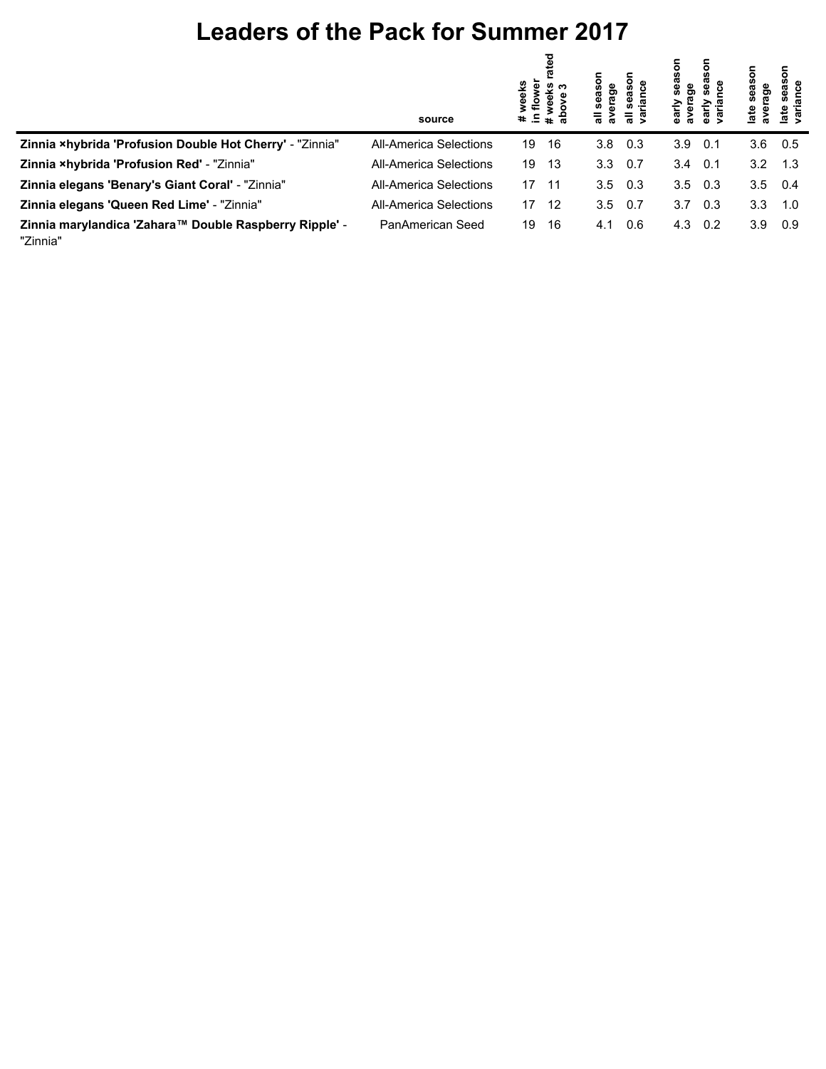# Leaders of the Pack for Summer 2017

| | source | # weeks in flower | # weeks rated above 3 | all season average | all season variance | early season average | early season variance | late season average | late season variance |
|---|---|---|---|---|---|---|---|---|---|
| **Zinnia ×hybrida 'Profusion Double Hot Cherry'** - "Zinnia" | All-America Selections | 19 | 16 | 3.8 | 0.3 | 3.9 | 0.1 | 3.6 | 0.5 |
| **Zinnia ×hybrida 'Profusion Red'** - "Zinnia" | All-America Selections | 19 | 13 | 3.3 | 0.7 | 3.4 | 0.1 | 3.2 | 1.3 |
| **Zinnia elegans 'Benary's Giant Coral'** - "Zinnia" | All-America Selections | 17 | 11 | 3.5 | 0.3 | 3.5 | 0.3 | 3.5 | 0.4 |
| **Zinnia elegans 'Queen Red Lime'** - "Zinnia" | All-America Selections | 17 | 12 | 3.5 | 0.7 | 3.7 | 0.3 | 3.3 | 1.0 |
| **Zinnia marylandica 'Zahara™ Double Raspberry Ripple'** - "Zinnia" | PanAmerican Seed | 19 | 16 | 4.1 | 0.6 | 4.3 | 0.2 | 3.9 | 0.9 |